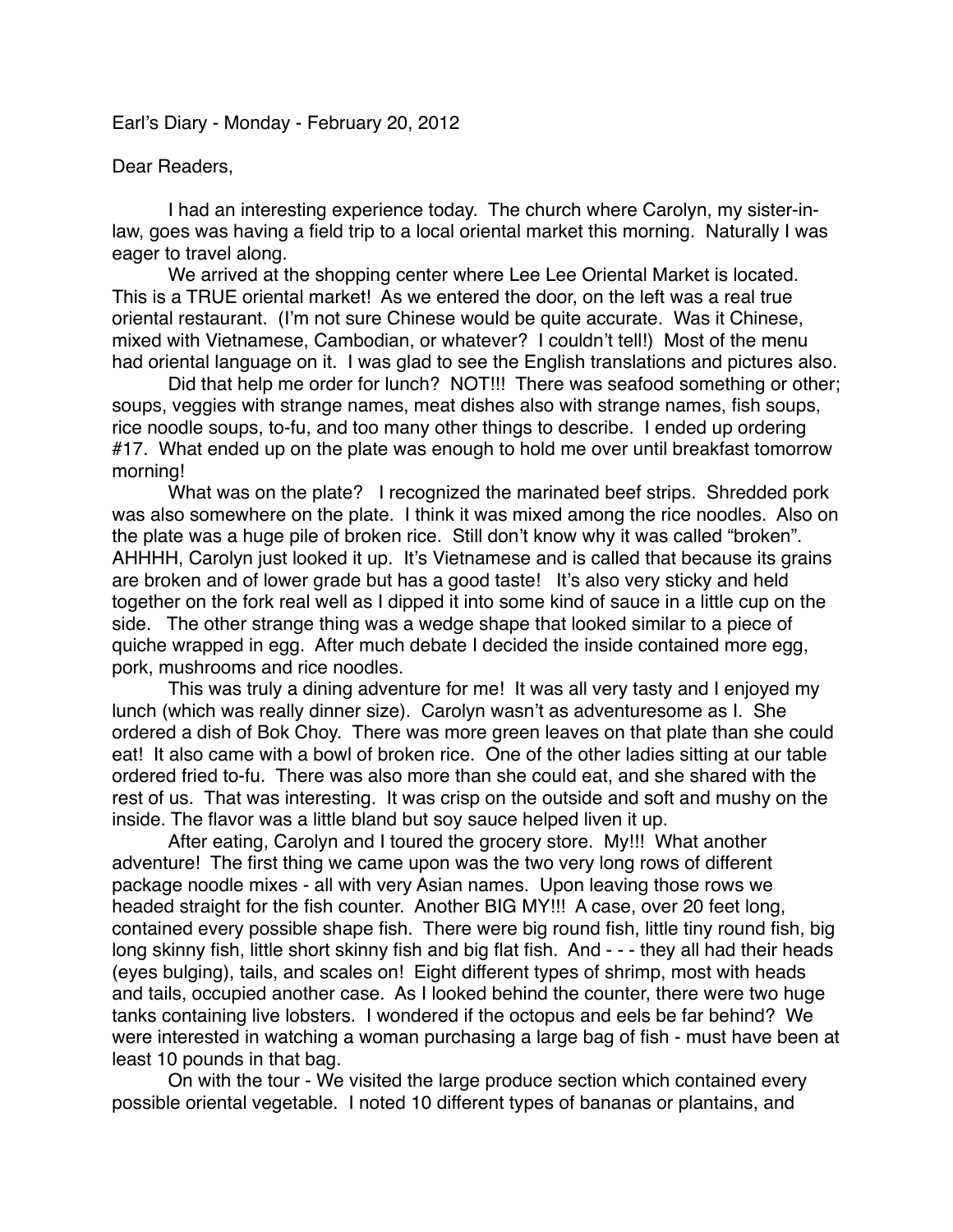Earl's Diary - Monday - February 20, 2012

Dear Readers,

I had an interesting experience today. The church where Carolyn, my sister-in-law, goes was having a field trip to a local oriental market this morning. Naturally I was eager to travel along.

We arrived at the shopping center where Lee Lee Oriental Market is located. This is a TRUE oriental market! As we entered the door, on the left was a real true oriental restaurant. (I'm not sure Chinese would be quite accurate. Was it Chinese, mixed with Vietnamese, Cambodian, or whatever? I couldn't tell!) Most of the menu had oriental language on it. I was glad to see the English translations and pictures also.

Did that help me order for lunch? NOT!!! There was seafood something or other; soups, veggies with strange names, meat dishes also with strange names, fish soups, rice noodle soups, to-fu, and too many other things to describe. I ended up ordering #17. What ended up on the plate was enough to hold me over until breakfast tomorrow morning!

What was on the plate? I recognized the marinated beef strips. Shredded pork was also somewhere on the plate. I think it was mixed among the rice noodles. Also on the plate was a huge pile of broken rice. Still don't know why it was called "broken". AHHHH, Carolyn just looked it up. It's Vietnamese and is called that because its grains are broken and of lower grade but has a good taste! It's also very sticky and held together on the fork real well as I dipped it into some kind of sauce in a little cup on the side. The other strange thing was a wedge shape that looked similar to a piece of quiche wrapped in egg. After much debate I decided the inside contained more egg, pork, mushrooms and rice noodles.

This was truly a dining adventure for me! It was all very tasty and I enjoyed my lunch (which was really dinner size). Carolyn wasn't as adventuresome as I. She ordered a dish of Bok Choy. There was more green leaves on that plate than she could eat! It also came with a bowl of broken rice. One of the other ladies sitting at our table ordered fried to-fu. There was also more than she could eat, and she shared with the rest of us. That was interesting. It was crisp on the outside and soft and mushy on the inside. The flavor was a little bland but soy sauce helped liven it up.

After eating, Carolyn and I toured the grocery store. My!!! What another adventure! The first thing we came upon was the two very long rows of different package noodle mixes - all with very Asian names. Upon leaving those rows we headed straight for the fish counter. Another BIG MY!!! A case, over 20 feet long, contained every possible shape fish. There were big round fish, little tiny round fish, big long skinny fish, little short skinny fish and big flat fish. And - - - they all had their heads (eyes bulging), tails, and scales on! Eight different types of shrimp, most with heads and tails, occupied another case. As I looked behind the counter, there were two huge tanks containing live lobsters. I wondered if the octopus and eels be far behind? We were interested in watching a woman purchasing a large bag of fish - must have been at least 10 pounds in that bag.

On with the tour - We visited the large produce section which contained every possible oriental vegetable. I noted 10 different types of bananas or plantains, and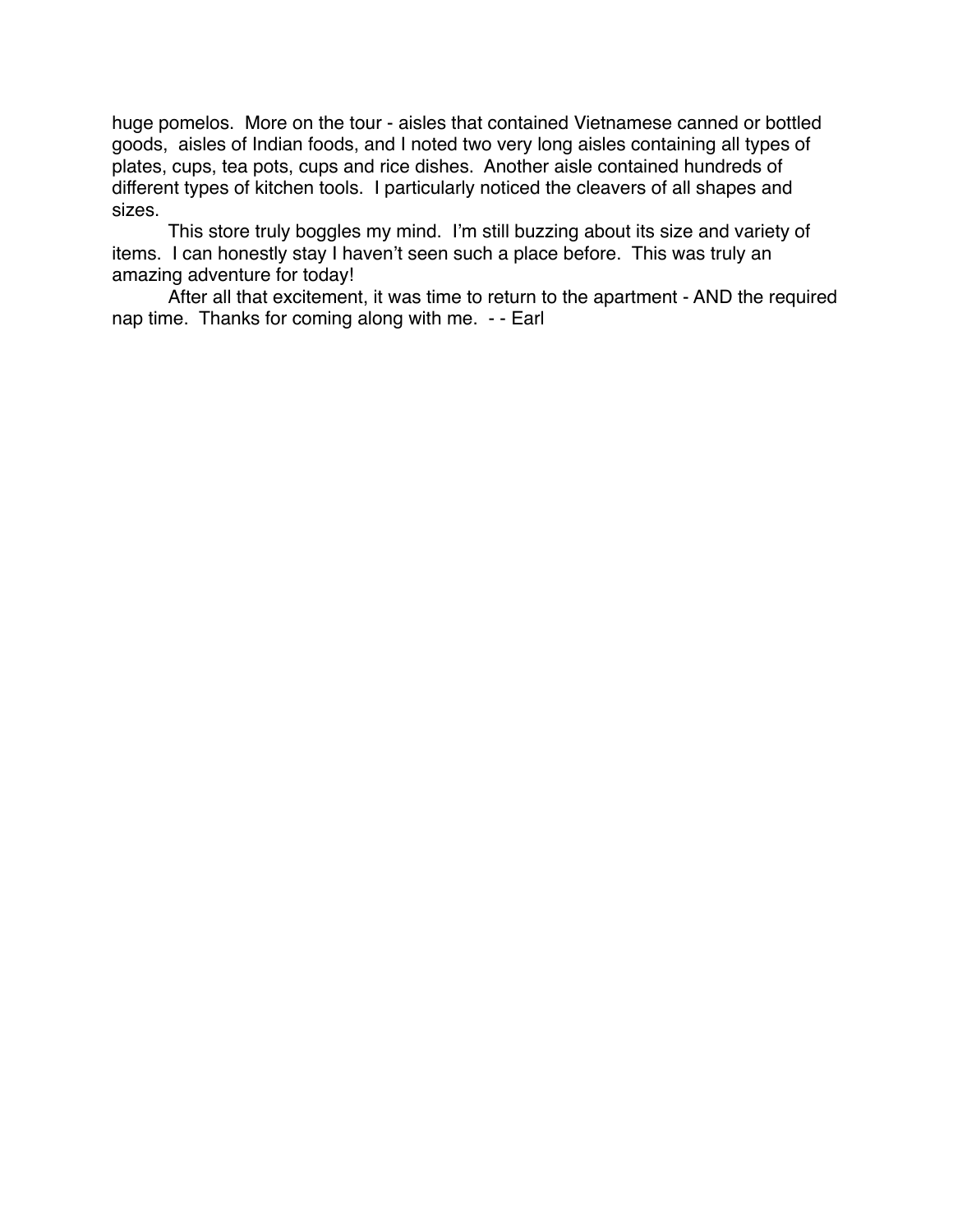huge pomelos. More on the tour - aisles that contained Vietnamese canned or bottled goods, aisles of Indian foods, and I noted two very long aisles containing all types of plates, cups, tea pots, cups and rice dishes. Another aisle contained hundreds of different types of kitchen tools. I particularly noticed the cleavers of all shapes and sizes.

This store truly boggles my mind. I'm still buzzing about its size and variety of items. I can honestly stay I haven't seen such a place before. This was truly an amazing adventure for today!

After all that excitement, it was time to return to the apartment - AND the required nap time. Thanks for coming along with me. - - Earl